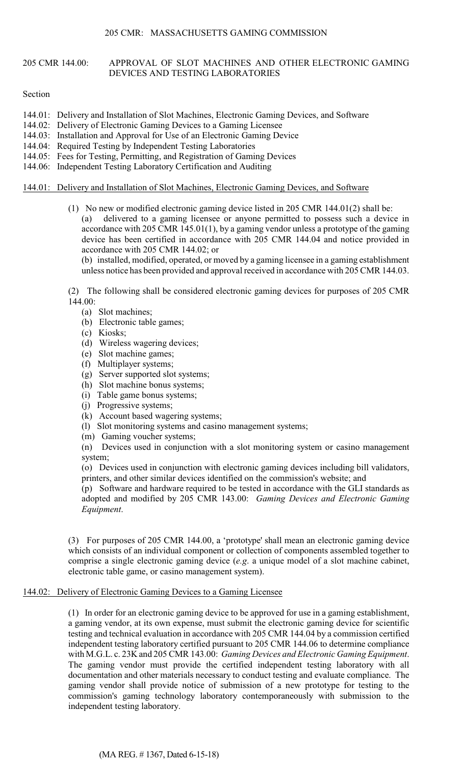# 205 CMR 144.00: APPROVAL OF SLOT MACHINES AND OTHER ELECTRONIC GAMING DEVICES AND TESTING LABORATORIES

Section

144.01: Delivery and Installation of Slot Machines, Electronic Gaming Devices, and Software
144.02: Delivery of Electronic Gaming Devices to a Gaming Licensee
144.03: Installation and Approval for Use of an Electronic Gaming Device
144.04: Required Testing by Independent Testing Laboratories
144.05: Fees for Testing, Permitting, and Registration of Gaming Devices
144.06: Independent Testing Laboratory Certification and Auditing

## 144.01: Delivery and Installation of Slot Machines, Electronic Gaming Devices, and Software

(1) No new or modified electronic gaming device listed in 205 CMR 144.01(2) shall be:

(a) delivered to a gaming licensee or anyone permitted to possess such a device in accordance with 205 CMR 145.01(1), by a gaming vendor unless a prototype of the gaming device has been certified in accordance with 205 CMR 144.04 and notice provided in accordance with 205 CMR 144.02; or

(b) installed, modified, operated, or moved by a gaming licensee in a gaming establishment unless notice has been provided and approval received in accordance with 205 CMR 144.03.

(2) The following shall be considered electronic gaming devices for purposes of 205 CMR 144.00:

(a) Slot machines;
(b) Electronic table games;
(c) Kiosks;
(d) Wireless wagering devices;
(e) Slot machine games;
(f) Multiplayer systems;
(g) Server supported slot systems;
(h) Slot machine bonus systems;
(i) Table game bonus systems;
(j) Progressive systems;
(k) Account based wagering systems;
(l) Slot monitoring systems and casino management systems;
(m) Gaming voucher systems;
(n) Devices used in conjunction with a slot monitoring system or casino management system;
(o) Devices used in conjunction with electronic gaming devices including bill validators, printers, and other similar devices identified on the commission's website; and
(p) Software and hardware required to be tested in accordance with the GLI standards as adopted and modified by 205 CMR 143.00: *Gaming Devices and Electronic Gaming Equipment*.

(3) For purposes of 205 CMR 144.00, a 'prototype' shall mean an electronic gaming device which consists of an individual component or collection of components assembled together to comprise a single electronic gaming device (*e.g.* a unique model of a slot machine cabinet, electronic table game, or casino management system).

## 144.02: Delivery of Electronic Gaming Devices to a Gaming Licensee

(1) In order for an electronic gaming device to be approved for use in a gaming establishment, a gaming vendor, at its own expense, must submit the electronic gaming device for scientific testing and technical evaluation in accordance with 205 CMR 144.04 by a commission certified independent testing laboratory certified pursuant to 205 CMR 144.06 to determine compliance with M.G.L. c. 23K and 205 CMR 143.00: *Gaming Devices and Electronic Gaming Equipment*. The gaming vendor must provide the certified independent testing laboratory with all documentation and other materials necessary to conduct testing and evaluate compliance. The gaming vendor shall provide notice of submission of a new prototype for testing to the commission's gaming technology laboratory contemporaneously with submission to the independent testing laboratory.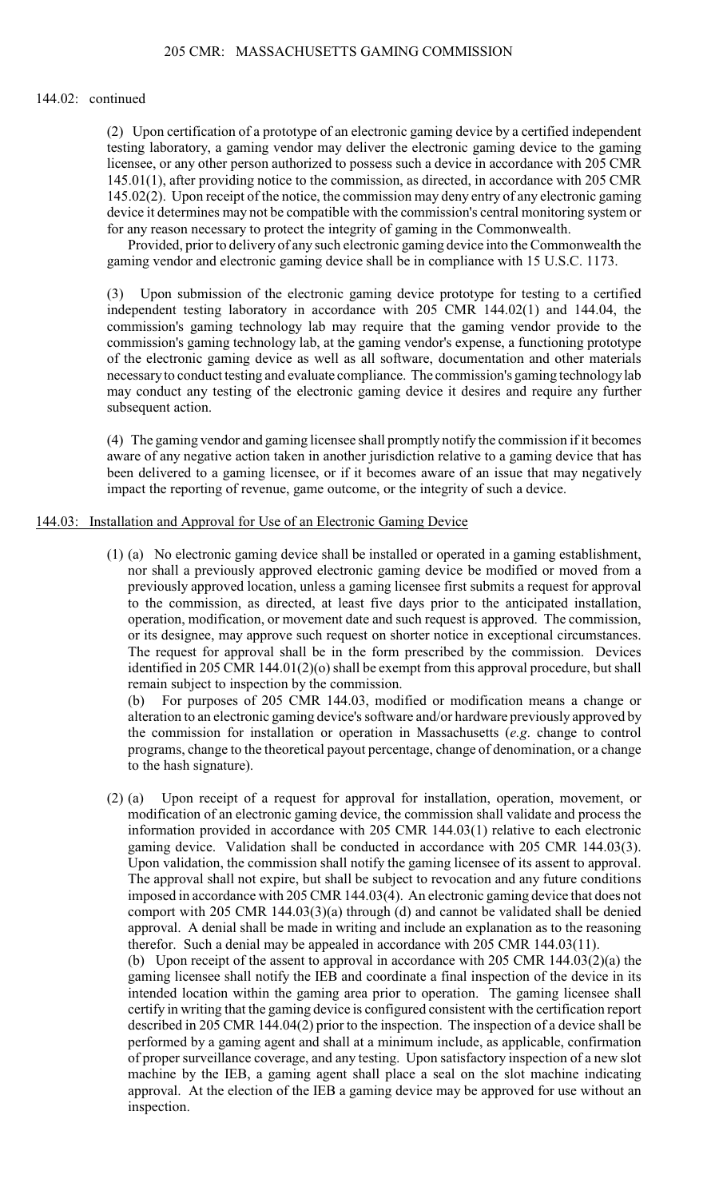144.02: continued

(2) Upon certification of a prototype of an electronic gaming device by a certified independent testing laboratory, a gaming vendor may deliver the electronic gaming device to the gaming licensee, or any other person authorized to possess such a device in accordance with 205 CMR 145.01(1), after providing notice to the commission, as directed, in accordance with 205 CMR 145.02(2). Upon receipt of the notice, the commission may deny entry of any electronic gaming device it determines may not be compatible with the commission's central monitoring system or for any reason necessary to protect the integrity of gaming in the Commonwealth.

Provided, prior to delivery of any such electronic gaming device into the Commonwealth the gaming vendor and electronic gaming device shall be in compliance with 15 U.S.C. 1173.

(3) Upon submission of the electronic gaming device prototype for testing to a certified independent testing laboratory in accordance with 205 CMR 144.02(1) and 144.04, the commission's gaming technology lab may require that the gaming vendor provide to the commission's gaming technology lab, at the gaming vendor's expense, a functioning prototype of the electronic gaming device as well as all software, documentation and other materials necessary to conduct testing and evaluate compliance. The commission's gaming technology lab may conduct any testing of the electronic gaming device it desires and require any further subsequent action.

(4) The gaming vendor and gaming licensee shall promptly notify the commission if it becomes aware of any negative action taken in another jurisdiction relative to a gaming device that has been delivered to a gaming licensee, or if it becomes aware of an issue that may negatively impact the reporting of revenue, game outcome, or the integrity of such a device.

## 144.03: Installation and Approval for Use of an Electronic Gaming Device

(1) (a) No electronic gaming device shall be installed or operated in a gaming establishment, nor shall a previously approved electronic gaming device be modified or moved from a previously approved location, unless a gaming licensee first submits a request for approval to the commission, as directed, at least five days prior to the anticipated installation, operation, modification, or movement date and such request is approved. The commission, or its designee, may approve such request on shorter notice in exceptional circumstances. The request for approval shall be in the form prescribed by the commission. Devices identified in 205 CMR 144.01(2)(o) shall be exempt from this approval procedure, but shall remain subject to inspection by the commission.

(b) For purposes of 205 CMR 144.03, modified or modification means a change or alteration to an electronic gaming device's software and/or hardware previously approved by the commission for installation or operation in Massachusetts (*e.g*. change to control programs, change to the theoretical payout percentage, change of denomination, or a change to the hash signature).

(2) (a) Upon receipt of a request for approval for installation, operation, movement, or modification of an electronic gaming device, the commission shall validate and process the information provided in accordance with 205 CMR 144.03(1) relative to each electronic gaming device. Validation shall be conducted in accordance with 205 CMR 144.03(3). Upon validation, the commission shall notify the gaming licensee of its assent to approval. The approval shall not expire, but shall be subject to revocation and any future conditions imposed in accordance with 205 CMR 144.03(4). An electronic gaming device that does not comport with 205 CMR 144.03(3)(a) through (d) and cannot be validated shall be denied approval. A denial shall be made in writing and include an explanation as to the reasoning therefor. Such a denial may be appealed in accordance with 205 CMR 144.03(11).

(b) Upon receipt of the assent to approval in accordance with 205 CMR 144.03(2)(a) the gaming licensee shall notify the IEB and coordinate a final inspection of the device in its intended location within the gaming area prior to operation. The gaming licensee shall certify in writing that the gaming device is configured consistent with the certification report described in 205 CMR 144.04(2) prior to the inspection. The inspection of a device shall be performed by a gaming agent and shall at a minimum include, as applicable, confirmation of proper surveillance coverage, and any testing. Upon satisfactory inspection of a new slot machine by the IEB, a gaming agent shall place a seal on the slot machine indicating approval. At the election of the IEB a gaming device may be approved for use without an inspection.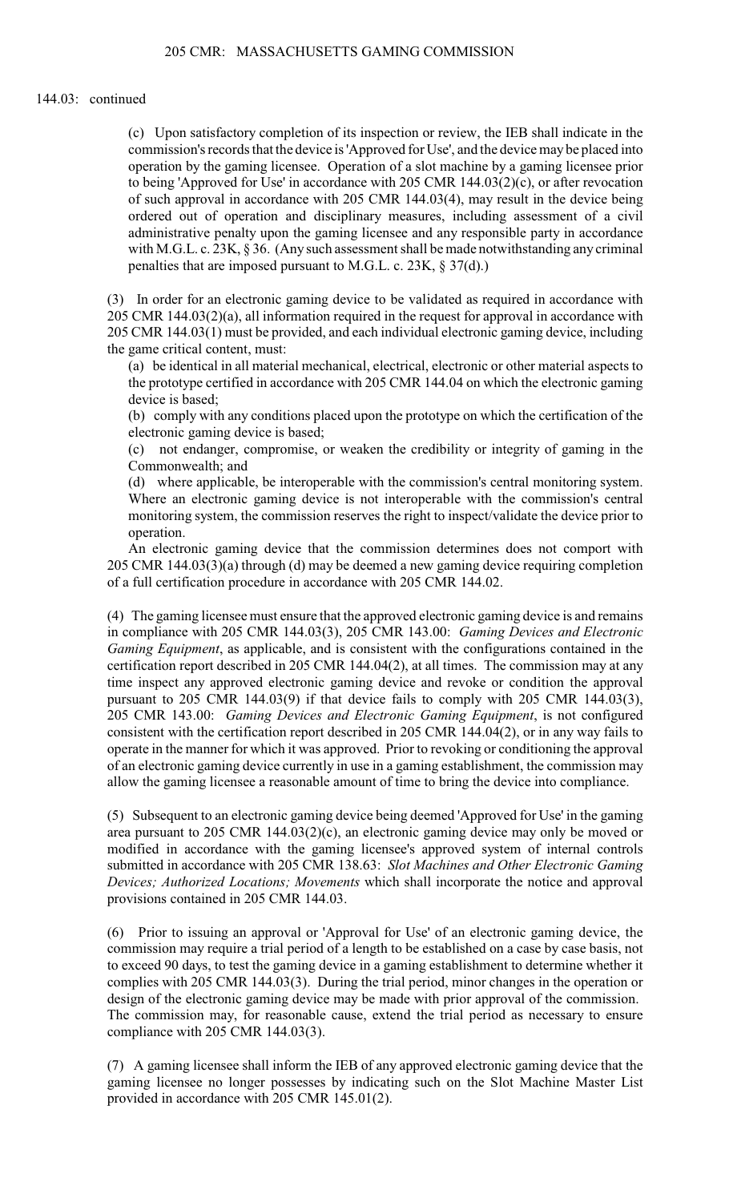144.03: continued

(c) Upon satisfactory completion of its inspection or review, the IEB shall indicate in the commission's records that the device is 'Approved for Use', and the device may be placed into operation by the gaming licensee. Operation of a slot machine by a gaming licensee prior to being 'Approved for Use' in accordance with 205 CMR 144.03(2)(c), or after revocation of such approval in accordance with 205 CMR 144.03(4), may result in the device being ordered out of operation and disciplinary measures, including assessment of a civil administrative penalty upon the gaming licensee and any responsible party in accordance with M.G.L. c. 23K, § 36. (Any such assessment shall be made notwithstanding any criminal penalties that are imposed pursuant to M.G.L. c. 23K, § 37(d).)

(3) In order for an electronic gaming device to be validated as required in accordance with 205 CMR 144.03(2)(a), all information required in the request for approval in accordance with 205 CMR 144.03(1) must be provided, and each individual electronic gaming device, including the game critical content, must:

(a) be identical in all material mechanical, electrical, electronic or other material aspects to the prototype certified in accordance with 205 CMR 144.04 on which the electronic gaming device is based;

(b) comply with any conditions placed upon the prototype on which the certification of the electronic gaming device is based;

(c) not endanger, compromise, or weaken the credibility or integrity of gaming in the Commonwealth; and

(d) where applicable, be interoperable with the commission's central monitoring system. Where an electronic gaming device is not interoperable with the commission's central monitoring system, the commission reserves the right to inspect/validate the device prior to operation.

An electronic gaming device that the commission determines does not comport with 205 CMR 144.03(3)(a) through (d) may be deemed a new gaming device requiring completion of a full certification procedure in accordance with 205 CMR 144.02.

(4) The gaming licensee must ensure that the approved electronic gaming device is and remains in compliance with 205 CMR 144.03(3), 205 CMR 143.00: *Gaming Devices and Electronic Gaming Equipment*, as applicable, and is consistent with the configurations contained in the certification report described in 205 CMR 144.04(2), at all times. The commission may at any time inspect any approved electronic gaming device and revoke or condition the approval pursuant to 205 CMR 144.03(9) if that device fails to comply with 205 CMR 144.03(3), 205 CMR 143.00: *Gaming Devices and Electronic Gaming Equipment*, is not configured consistent with the certification report described in 205 CMR 144.04(2), or in any way fails to operate in the manner for which it was approved. Prior to revoking or conditioning the approval of an electronic gaming device currently in use in a gaming establishment, the commission may allow the gaming licensee a reasonable amount of time to bring the device into compliance.

(5) Subsequent to an electronic gaming device being deemed 'Approved for Use' in the gaming area pursuant to 205 CMR 144.03(2)(c), an electronic gaming device may only be moved or modified in accordance with the gaming licensee's approved system of internal controls submitted in accordance with 205 CMR 138.63: *Slot Machines and Other Electronic Gaming Devices; Authorized Locations; Movements* which shall incorporate the notice and approval provisions contained in 205 CMR 144.03.

(6) Prior to issuing an approval or 'Approval for Use' of an electronic gaming device, the commission may require a trial period of a length to be established on a case by case basis, not to exceed 90 days, to test the gaming device in a gaming establishment to determine whether it complies with 205 CMR 144.03(3). During the trial period, minor changes in the operation or design of the electronic gaming device may be made with prior approval of the commission. The commission may, for reasonable cause, extend the trial period as necessary to ensure compliance with 205 CMR 144.03(3).

(7) A gaming licensee shall inform the IEB of any approved electronic gaming device that the gaming licensee no longer possesses by indicating such on the Slot Machine Master List provided in accordance with 205 CMR 145.01(2).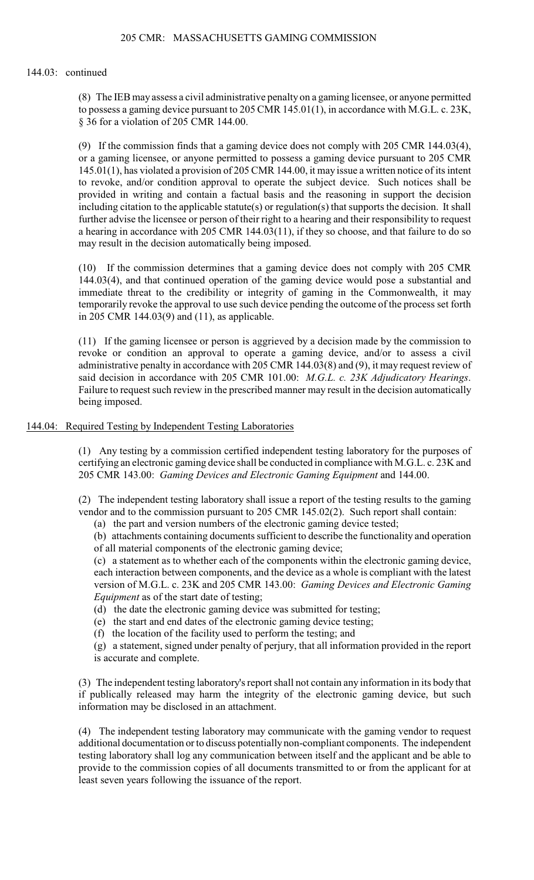144.03: continued

(8) The IEB may assess a civil administrative penalty on a gaming licensee, or anyone permitted to possess a gaming device pursuant to 205 CMR 145.01(1), in accordance with M.G.L. c. 23K, § 36 for a violation of 205 CMR 144.00.

(9) If the commission finds that a gaming device does not comply with 205 CMR 144.03(4), or a gaming licensee, or anyone permitted to possess a gaming device pursuant to 205 CMR 145.01(1), has violated a provision of 205 CMR 144.00, it may issue a written notice of its intent to revoke, and/or condition approval to operate the subject device. Such notices shall be provided in writing and contain a factual basis and the reasoning in support the decision including citation to the applicable statute(s) or regulation(s) that supports the decision. It shall further advise the licensee or person of their right to a hearing and their responsibility to request a hearing in accordance with 205 CMR 144.03(11), if they so choose, and that failure to do so may result in the decision automatically being imposed.

(10) If the commission determines that a gaming device does not comply with 205 CMR 144.03(4), and that continued operation of the gaming device would pose a substantial and immediate threat to the credibility or integrity of gaming in the Commonwealth, it may temporarily revoke the approval to use such device pending the outcome of the process set forth in 205 CMR 144.03(9) and (11), as applicable.

(11) If the gaming licensee or person is aggrieved by a decision made by the commission to revoke or condition an approval to operate a gaming device, and/or to assess a civil administrative penalty in accordance with 205 CMR 144.03(8) and (9), it may request review of said decision in accordance with 205 CMR 101.00: *M.G.L. c. 23K Adjudicatory Hearings*. Failure to request such review in the prescribed manner may result in the decision automatically being imposed.

144.04: Required Testing by Independent Testing Laboratories

(1) Any testing by a commission certified independent testing laboratory for the purposes of certifying an electronic gaming device shall be conducted in compliance with M.G.L. c. 23K and 205 CMR 143.00: *Gaming Devices and Electronic Gaming Equipment* and 144.00.

(2) The independent testing laboratory shall issue a report of the testing results to the gaming vendor and to the commission pursuant to 205 CMR 145.02(2). Such report shall contain:

(a) the part and version numbers of the electronic gaming device tested;

(b) attachments containing documents sufficient to describe the functionality and operation of all material components of the electronic gaming device;

(c) a statement as to whether each of the components within the electronic gaming device, each interaction between components, and the device as a whole is compliant with the latest version of M.G.L. c. 23K and 205 CMR 143.00: *Gaming Devices and Electronic Gaming Equipment* as of the start date of testing;

(d) the date the electronic gaming device was submitted for testing;

(e) the start and end dates of the electronic gaming device testing;

(f) the location of the facility used to perform the testing; and

(g) a statement, signed under penalty of perjury, that all information provided in the report is accurate and complete.

(3) The independent testing laboratory's report shall not contain any information in its body that if publically released may harm the integrity of the electronic gaming device, but such information may be disclosed in an attachment.

(4) The independent testing laboratory may communicate with the gaming vendor to request additional documentation or to discuss potentially non-compliant components. The independent testing laboratory shall log any communication between itself and the applicant and be able to provide to the commission copies of all documents transmitted to or from the applicant for at least seven years following the issuance of the report.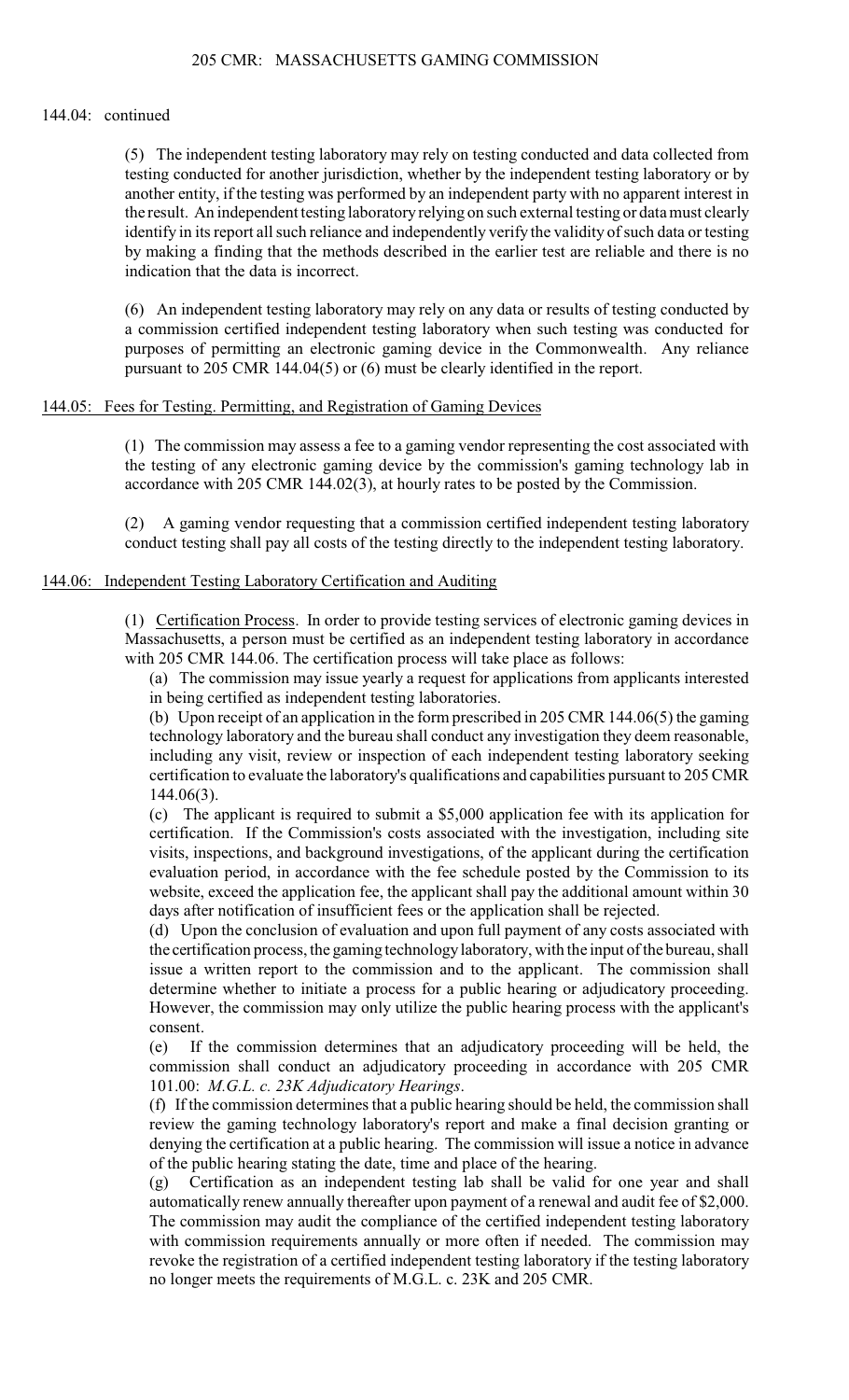144.04: continued

(5) The independent testing laboratory may rely on testing conducted and data collected from testing conducted for another jurisdiction, whether by the independent testing laboratory or by another entity, if the testing was performed by an independent party with no apparent interest in the result. An independent testing laboratory relying on such external testing or data must clearly identify in its report all such reliance and independently verify the validity of such data or testing by making a finding that the methods described in the earlier test are reliable and there is no indication that the data is incorrect.

(6) An independent testing laboratory may rely on any data or results of testing conducted by a commission certified independent testing laboratory when such testing was conducted for purposes of permitting an electronic gaming device in the Commonwealth. Any reliance pursuant to 205 CMR 144.04(5) or (6) must be clearly identified in the report.

## 144.05: Fees for Testing. Permitting, and Registration of Gaming Devices

(1) The commission may assess a fee to a gaming vendor representing the cost associated with the testing of any electronic gaming device by the commission's gaming technology lab in accordance with 205 CMR 144.02(3), at hourly rates to be posted by the Commission.

(2) A gaming vendor requesting that a commission certified independent testing laboratory conduct testing shall pay all costs of the testing directly to the independent testing laboratory.

## 144.06: Independent Testing Laboratory Certification and Auditing

(1) Certification Process. In order to provide testing services of electronic gaming devices in Massachusetts, a person must be certified as an independent testing laboratory in accordance with 205 CMR 144.06. The certification process will take place as follows:

(a) The commission may issue yearly a request for applications from applicants interested in being certified as independent testing laboratories.

(b) Upon receipt of an application in the form prescribed in 205 CMR 144.06(5) the gaming technology laboratory and the bureau shall conduct any investigation they deem reasonable, including any visit, review or inspection of each independent testing laboratory seeking certification to evaluate the laboratory's qualifications and capabilities pursuant to 205 CMR 144.06(3).

(c) The applicant is required to submit a $5,000 application fee with its application for certification. If the Commission's costs associated with the investigation, including site visits, inspections, and background investigations, of the applicant during the certification evaluation period, in accordance with the fee schedule posted by the Commission to its website, exceed the application fee, the applicant shall pay the additional amount within 30 days after notification of insufficient fees or the application shall be rejected.

(d) Upon the conclusion of evaluation and upon full payment of any costs associated with the certification process, the gaming technology laboratory, with the input of the bureau, shall issue a written report to the commission and to the applicant. The commission shall determine whether to initiate a process for a public hearing or adjudicatory proceeding. However, the commission may only utilize the public hearing process with the applicant's consent.

(e) If the commission determines that an adjudicatory proceeding will be held, the commission shall conduct an adjudicatory proceeding in accordance with 205 CMR 101.00: *M.G.L. c. 23K Adjudicatory Hearings*.

(f) If the commission determines that a public hearing should be held, the commission shall review the gaming technology laboratory's report and make a final decision granting or denying the certification at a public hearing. The commission will issue a notice in advance of the public hearing stating the date, time and place of the hearing.

(g) Certification as an independent testing lab shall be valid for one year and shall automatically renew annually thereafter upon payment of a renewal and audit fee of $2,000. The commission may audit the compliance of the certified independent testing laboratory with commission requirements annually or more often if needed. The commission may revoke the registration of a certified independent testing laboratory if the testing laboratory no longer meets the requirements of M.G.L. c. 23K and 205 CMR.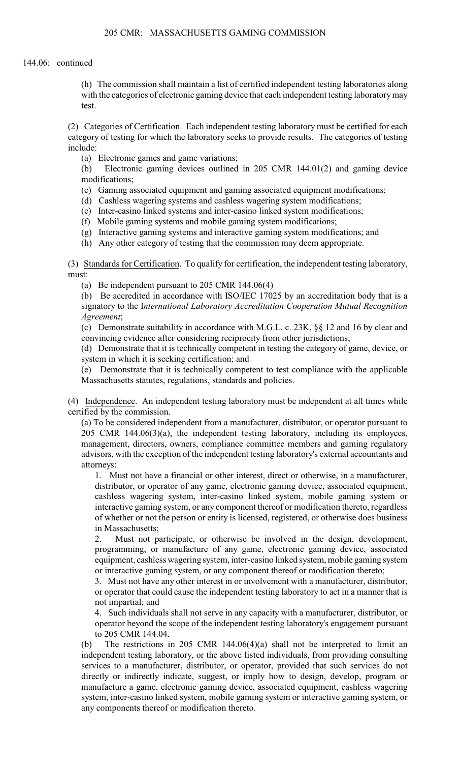144.06: continued

(h) The commission shall maintain a list of certified independent testing laboratories along with the categories of electronic gaming device that each independent testing laboratory may test.

(2) Categories of Certification. Each independent testing laboratory must be certified for each category of testing for which the laboratory seeks to provide results. The categories of testing include:

(a) Electronic games and game variations;

(b) Electronic gaming devices outlined in 205 CMR 144.01(2) and gaming device modifications;

(c) Gaming associated equipment and gaming associated equipment modifications;

(d) Cashless wagering systems and cashless wagering system modifications;

(e) Inter-casino linked systems and inter-casino linked system modifications;

(f) Mobile gaming systems and mobile gaming system modifications;

(g) Interactive gaming systems and interactive gaming system modifications; and

(h) Any other category of testing that the commission may deem appropriate.

(3) Standards for Certification. To qualify for certification, the independent testing laboratory, must:

(a) Be independent pursuant to 205 CMR 144.06(4)

(b) Be accredited in accordance with ISO/IEC 17025 by an accreditation body that is a signatory to the I*nternational Laboratory Accreditation Cooperation Mutual Recognition Agreement*;

(c) Demonstrate suitability in accordance with M.G.L. c. 23K, §§ 12 and 16 by clear and convincing evidence after considering reciprocity from other jurisdictions;

(d) Demonstrate that it is technically competent in testing the category of game, device, or system in which it is seeking certification; and

(e) Demonstrate that it is technically competent to test compliance with the applicable Massachusetts statutes, regulations, standards and policies.

(4) Independence. An independent testing laboratory must be independent at all times while certified by the commission.

(a) To be considered independent from a manufacturer, distributor, or operator pursuant to 205 CMR 144.06(3)(a), the independent testing laboratory, including its employees, management, directors, owners, compliance committee members and gaming regulatory advisors, with the exception of the independent testing laboratory's external accountants and attorneys:

1. Must not have a financial or other interest, direct or otherwise, in a manufacturer, distributor, or operator of any game, electronic gaming device, associated equipment, cashless wagering system, inter-casino linked system, mobile gaming system or interactive gaming system, or any component thereof or modification thereto, regardless of whether or not the person or entity is licensed, registered, or otherwise does business in Massachusetts;

2. Must not participate, or otherwise be involved in the design, development, programming, or manufacture of any game, electronic gaming device, associated equipment, cashless wagering system, inter-casino linked system, mobile gaming system or interactive gaming system, or any component thereof or modification thereto;

3. Must not have any other interest in or involvement with a manufacturer, distributor, or operator that could cause the independent testing laboratory to act in a manner that is not impartial; and

4. Such individuals shall not serve in any capacity with a manufacturer, distributor, or operator beyond the scope of the independent testing laboratory's engagement pursuant to 205 CMR 144.04.

(b) The restrictions in 205 CMR 144.06(4)(a) shall not be interpreted to limit an independent testing laboratory, or the above listed individuals, from providing consulting services to a manufacturer, distributor, or operator, provided that such services do not directly or indirectly indicate, suggest, or imply how to design, develop, program or manufacture a game, electronic gaming device, associated equipment, cashless wagering system, inter-casino linked system, mobile gaming system or interactive gaming system, or any components thereof or modification thereto.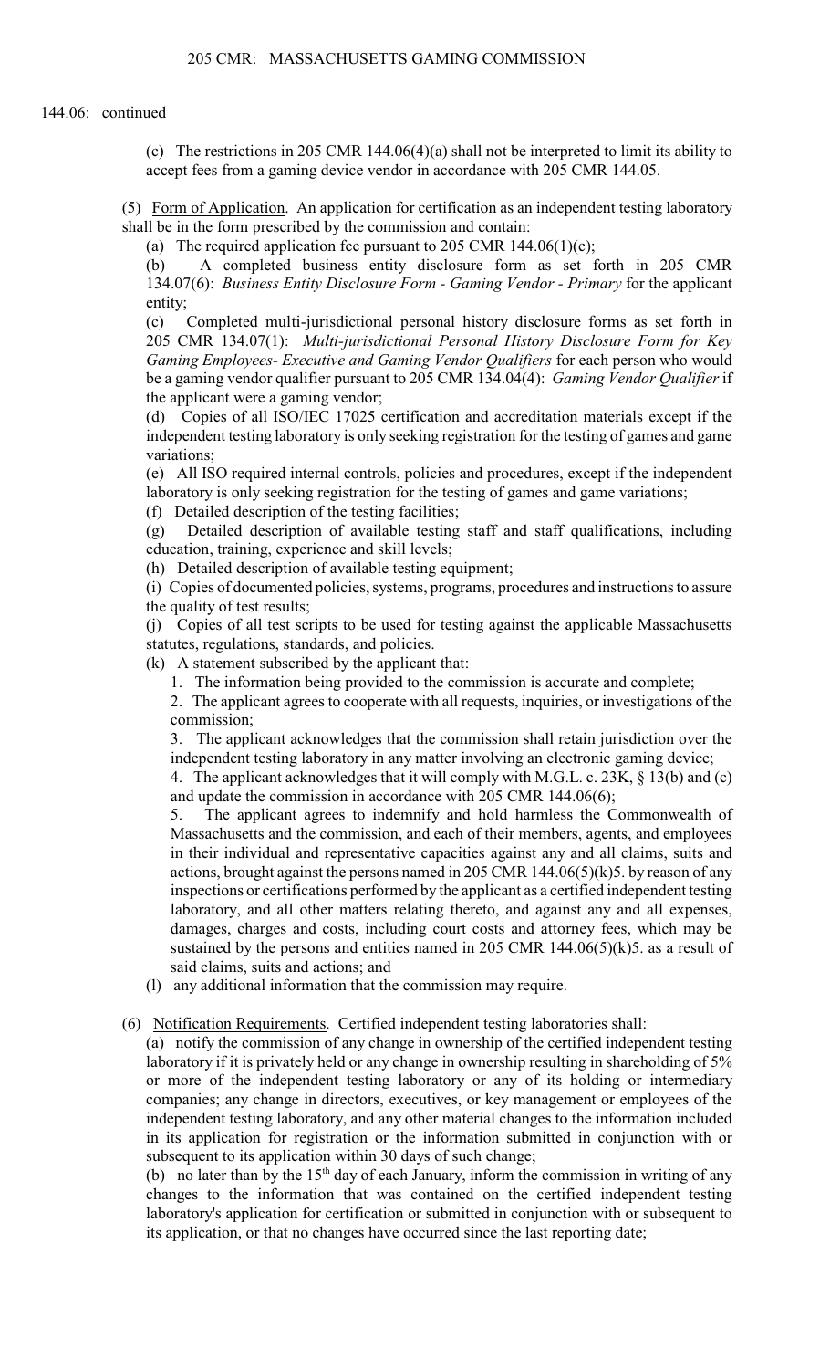144.06: continued

(c) The restrictions in 205 CMR 144.06(4)(a) shall not be interpreted to limit its ability to accept fees from a gaming device vendor in accordance with 205 CMR 144.05.

(5) Form of Application. An application for certification as an independent testing laboratory shall be in the form prescribed by the commission and contain:

(a) The required application fee pursuant to 205 CMR 144.06(1)(c);

(b) A completed business entity disclosure form as set forth in 205 CMR 134.07(6): *Business Entity Disclosure Form - Gaming Vendor - Primary* for the applicant entity;

(c) Completed multi-jurisdictional personal history disclosure forms as set forth in 205 CMR 134.07(1): *Multi-jurisdictional Personal History Disclosure Form for Key Gaming Employees- Executive and Gaming Vendor Qualifiers* for each person who would be a gaming vendor qualifier pursuant to 205 CMR 134.04(4): *Gaming Vendor Qualifier* if the applicant were a gaming vendor;

(d) Copies of all ISO/IEC 17025 certification and accreditation materials except if the independent testing laboratory is only seeking registration for the testing of games and game variations;

(e) All ISO required internal controls, policies and procedures, except if the independent laboratory is only seeking registration for the testing of games and game variations;

(f) Detailed description of the testing facilities;

(g) Detailed description of available testing staff and staff qualifications, including education, training, experience and skill levels;

(h) Detailed description of available testing equipment;

(i) Copies of documented policies, systems, programs, procedures and instructions to assure the quality of test results;

(j) Copies of all test scripts to be used for testing against the applicable Massachusetts statutes, regulations, standards, and policies.

(k) A statement subscribed by the applicant that:

1. The information being provided to the commission is accurate and complete;

2. The applicant agrees to cooperate with all requests, inquiries, or investigations of the commission;

3. The applicant acknowledges that the commission shall retain jurisdiction over the independent testing laboratory in any matter involving an electronic gaming device;

4. The applicant acknowledges that it will comply with M.G.L. c. 23K, § 13(b) and (c) and update the commission in accordance with 205 CMR 144.06(6);

5. The applicant agrees to indemnify and hold harmless the Commonwealth of Massachusetts and the commission, and each of their members, agents, and employees in their individual and representative capacities against any and all claims, suits and actions, brought against the persons named in 205 CMR 144.06(5)(k)5. by reason of any inspections or certifications performed by the applicant as a certified independent testing laboratory, and all other matters relating thereto, and against any and all expenses, damages, charges and costs, including court costs and attorney fees, which may be sustained by the persons and entities named in 205 CMR 144.06(5)(k)5. as a result of said claims, suits and actions; and

(l) any additional information that the commission may require.

(6) Notification Requirements. Certified independent testing laboratories shall:

(a) notify the commission of any change in ownership of the certified independent testing laboratory if it is privately held or any change in ownership resulting in shareholding of 5% or more of the independent testing laboratory or any of its holding or intermediary companies; any change in directors, executives, or key management or employees of the independent testing laboratory, and any other material changes to the information included in its application for registration or the information submitted in conjunction with or subsequent to its application within 30 days of such change;

(b) no later than by the 15th day of each January, inform the commission in writing of any changes to the information that was contained on the certified independent testing laboratory's application for certification or submitted in conjunction with or subsequent to its application, or that no changes have occurred since the last reporting date;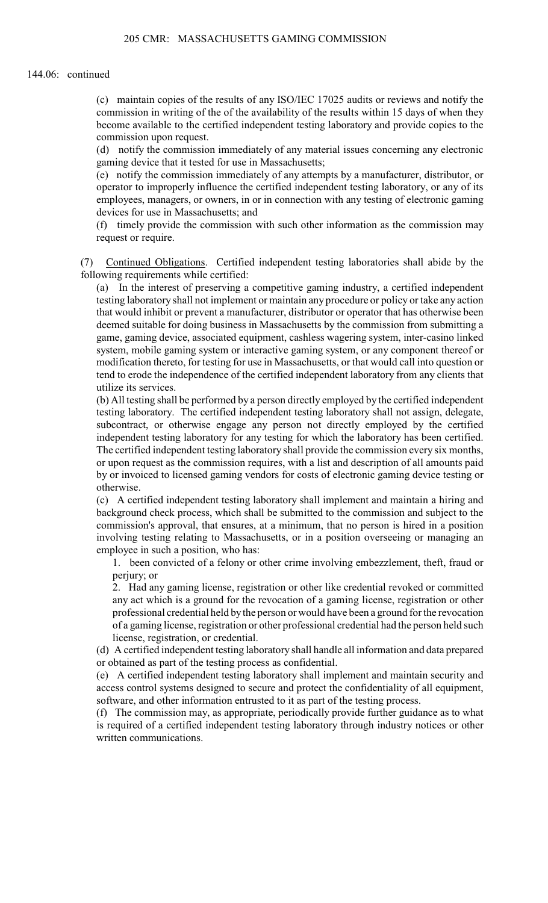144.06: continued

(c) maintain copies of the results of any ISO/IEC 17025 audits or reviews and notify the commission in writing of the of the availability of the results within 15 days of when they become available to the certified independent testing laboratory and provide copies to the commission upon request.

(d) notify the commission immediately of any material issues concerning any electronic gaming device that it tested for use in Massachusetts;

(e) notify the commission immediately of any attempts by a manufacturer, distributor, or operator to improperly influence the certified independent testing laboratory, or any of its employees, managers, or owners, in or in connection with any testing of electronic gaming devices for use in Massachusetts; and

(f) timely provide the commission with such other information as the commission may request or require.

(7) Continued Obligations. Certified independent testing laboratories shall abide by the following requirements while certified:

(a) In the interest of preserving a competitive gaming industry, a certified independent testing laboratory shall not implement or maintain any procedure or policy or take any action that would inhibit or prevent a manufacturer, distributor or operator that has otherwise been deemed suitable for doing business in Massachusetts by the commission from submitting a game, gaming device, associated equipment, cashless wagering system, inter-casino linked system, mobile gaming system or interactive gaming system, or any component thereof or modification thereto, for testing for use in Massachusetts, or that would call into question or tend to erode the independence of the certified independent laboratory from any clients that utilize its services.

(b) All testing shall be performed by a person directly employed by the certified independent testing laboratory. The certified independent testing laboratory shall not assign, delegate, subcontract, or otherwise engage any person not directly employed by the certified independent testing laboratory for any testing for which the laboratory has been certified. The certified independent testing laboratory shall provide the commission every six months, or upon request as the commission requires, with a list and description of all amounts paid by or invoiced to licensed gaming vendors for costs of electronic gaming device testing or otherwise.

(c) A certified independent testing laboratory shall implement and maintain a hiring and background check process, which shall be submitted to the commission and subject to the commission's approval, that ensures, at a minimum, that no person is hired in a position involving testing relating to Massachusetts, or in a position overseeing or managing an employee in such a position, who has:

1. been convicted of a felony or other crime involving embezzlement, theft, fraud or perjury; or

2. Had any gaming license, registration or other like credential revoked or committed any act which is a ground for the revocation of a gaming license, registration or other professional credential held by the person or would have been a ground for the revocation of a gaming license, registration or other professional credential had the person held such license, registration, or credential.

(d) A certified independent testing laboratory shall handle all information and data prepared or obtained as part of the testing process as confidential.

(e) A certified independent testing laboratory shall implement and maintain security and access control systems designed to secure and protect the confidentiality of all equipment, software, and other information entrusted to it as part of the testing process.

(f) The commission may, as appropriate, periodically provide further guidance as to what is required of a certified independent testing laboratory through industry notices or other written communications.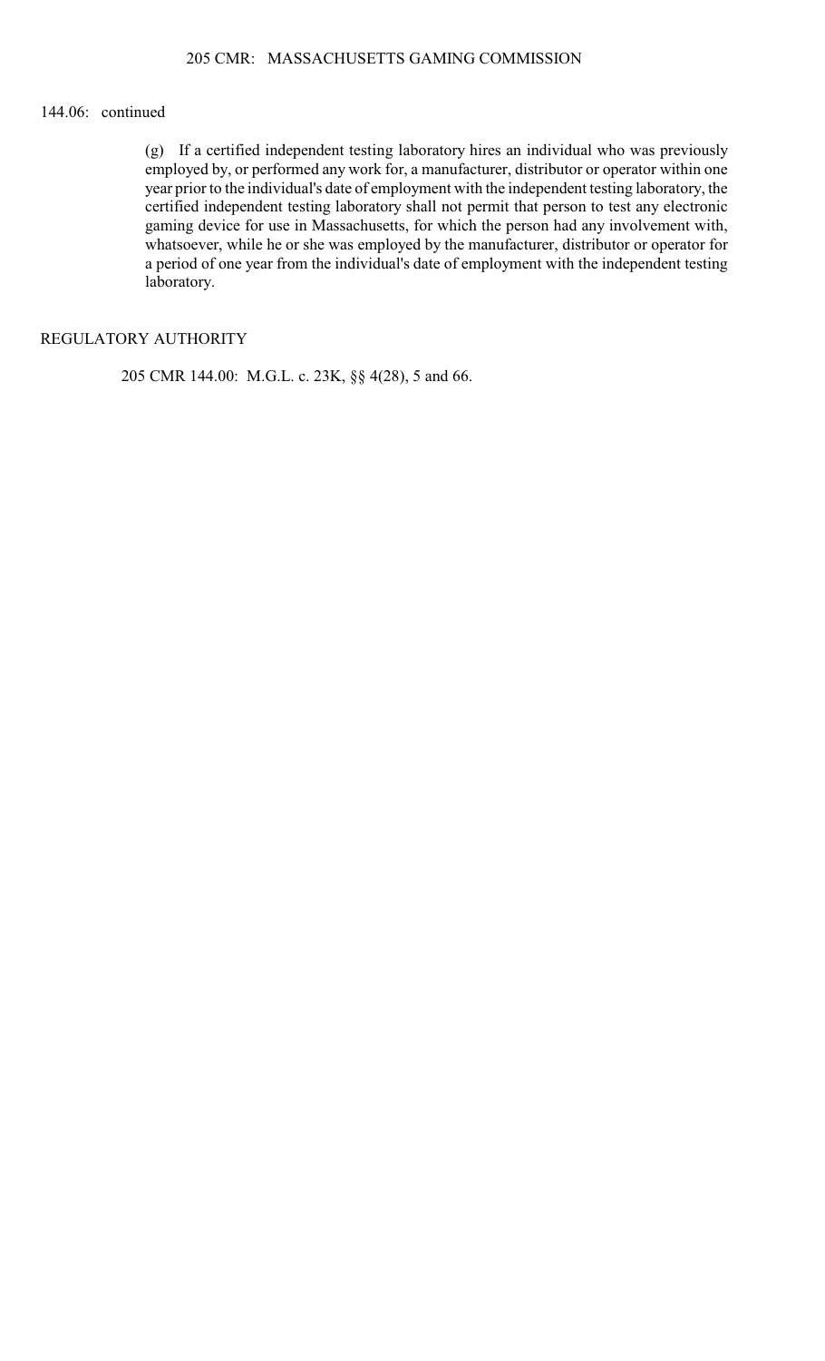144.06: continued

(g) If a certified independent testing laboratory hires an individual who was previously employed by, or performed any work for, a manufacturer, distributor or operator within one year prior to the individual's date of employment with the independent testing laboratory, the certified independent testing laboratory shall not permit that person to test any electronic gaming device for use in Massachusetts, for which the person had any involvement with, whatsoever, while he or she was employed by the manufacturer, distributor or operator for a period of one year from the individual's date of employment with the independent testing laboratory.

REGULATORY AUTHORITY

205 CMR 144.00: M.G.L. c. 23K, §§ 4(28), 5 and 66.